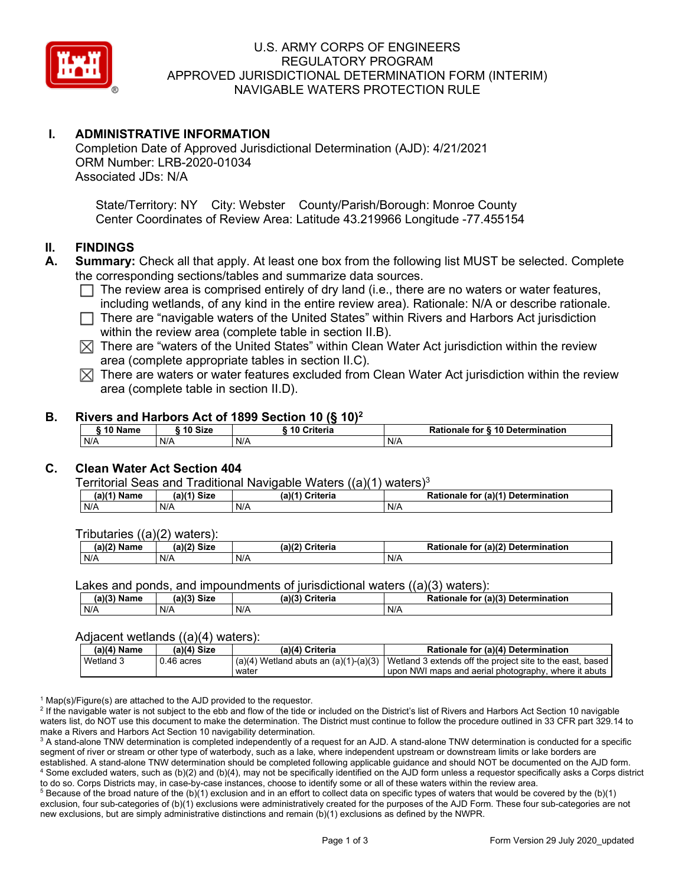# U.S. ARMY CORPS OF ENGINEERS
# REGULATORY PROGRAM
# APPROVED JURISDICTIONAL DETERMINATION FORM (INTERIM)
# NAVIGABLE WATERS PROTECTION RULE

## I. ADMINISTRATIVE INFORMATION

Completion Date of Approved Jurisdictional Determination (AJD): 4/21/2021
ORM Number: LRB-2020-01034
Associated JDs: N/A

State/Territory: NY City: Webster County/Parish/Borough: Monroe County
Center Coordinates of Review Area: Latitude 43.219966 Longitude -77.455154

## II. FINDINGS

**A. Summary:** Check all that apply. At least one box from the following list MUST be selected. Complete the corresponding sections/tables and summarize data sources.

- ☐ The review area is comprised entirely of dry land (i.e., there are no waters or water features, including wetlands, of any kind in the entire review area). Rationale: N/A or describe rationale.
- ☐ There are "navigable waters of the United States" within Rivers and Harbors Act jurisdiction within the review area (complete table in section II.B).
- ☒ There are "waters of the United States" within Clean Water Act jurisdiction within the review area (complete appropriate tables in section II.C).
- ☒ There are waters or water features excluded from Clean Water Act jurisdiction within the review area (complete table in section II.D).

### B. Rivers and Harbors Act of 1899 Section 10 (§ 10)[2]

| § 10 Name | § 10 Size | § 10 Criteria | Rationale for § 10 Determination |
|---|---|---|---|
| N/A | N/A | N/A | N/A |

### C. Clean Water Act Section 404

Territorial Seas and Traditional Navigable Waters ((a)(1) waters)[3]

| (a)(1) Name | (a)(1) Size | (a)(1) Criteria | Rationale for (a)(1) Determination |
|---|---|---|---|
| N/A | N/A | N/A | N/A |

Tributaries ((a)(2) waters):

| (a)(2) Name | (a)(2) Size | (a)(2) Criteria | Rationale for (a)(2) Determination |
|---|---|---|---|
| N/A | N/A | N/A | N/A |

Lakes and ponds, and impoundments of jurisdictional waters ((a)(3) waters):

| (a)(3) Name | (a)(3) Size | (a)(3) Criteria | Rationale for (a)(3) Determination |
|---|---|---|---|
| N/A | N/A | N/A | N/A |

Adjacent wetlands ((a)(4) waters):

| (a)(4) Name | (a)(4) Size | (a)(4) Criteria | Rationale for (a)(4) Determination |
|---|---|---|---|
| Wetland 3 | 0.46 acres | (a)(4) Wetland abuts an (a)(1)-(a)(3) water | Wetland 3 extends off the project site to the east, based upon NWI maps and aerial photography, where it abuts |

[1] Map(s)/Figure(s) are attached to the AJD provided to the requestor.
[2] If the navigable water is not subject to the ebb and flow of the tide or included on the District's list of Rivers and Harbors Act Section 10 navigable waters list, do NOT use this document to make the determination. The District must continue to follow the procedure outlined in 33 CFR part 329.14 to make a Rivers and Harbors Act Section 10 navigability determination.
[3] A stand-alone TNW determination is completed independently of a request for an AJD. A stand-alone TNW determination is conducted for a specific segment of river or stream or other type of waterbody, such as a lake, where independent upstream or downstream limits or lake borders are established. A stand-alone TNW determination should be completed following applicable guidance and should NOT be documented on the AJD form.
[4] Some excluded waters, such as (b)(2) and (b)(4), may not be specifically identified on the AJD form unless a requestor specifically asks a Corps district to do so. Corps Districts may, in case-by-case instances, choose to identify some or all of these waters within the review area.
[5] Because of the broad nature of the (b)(1) exclusion and in an effort to collect data on specific types of waters that would be covered by the (b)(1) exclusion, four sub-categories of (b)(1) exclusions were administratively created for the purposes of the AJD Form. These four sub-categories are not new exclusions, but are simply administrative distinctions and remain (b)(1) exclusions as defined by the NWPR.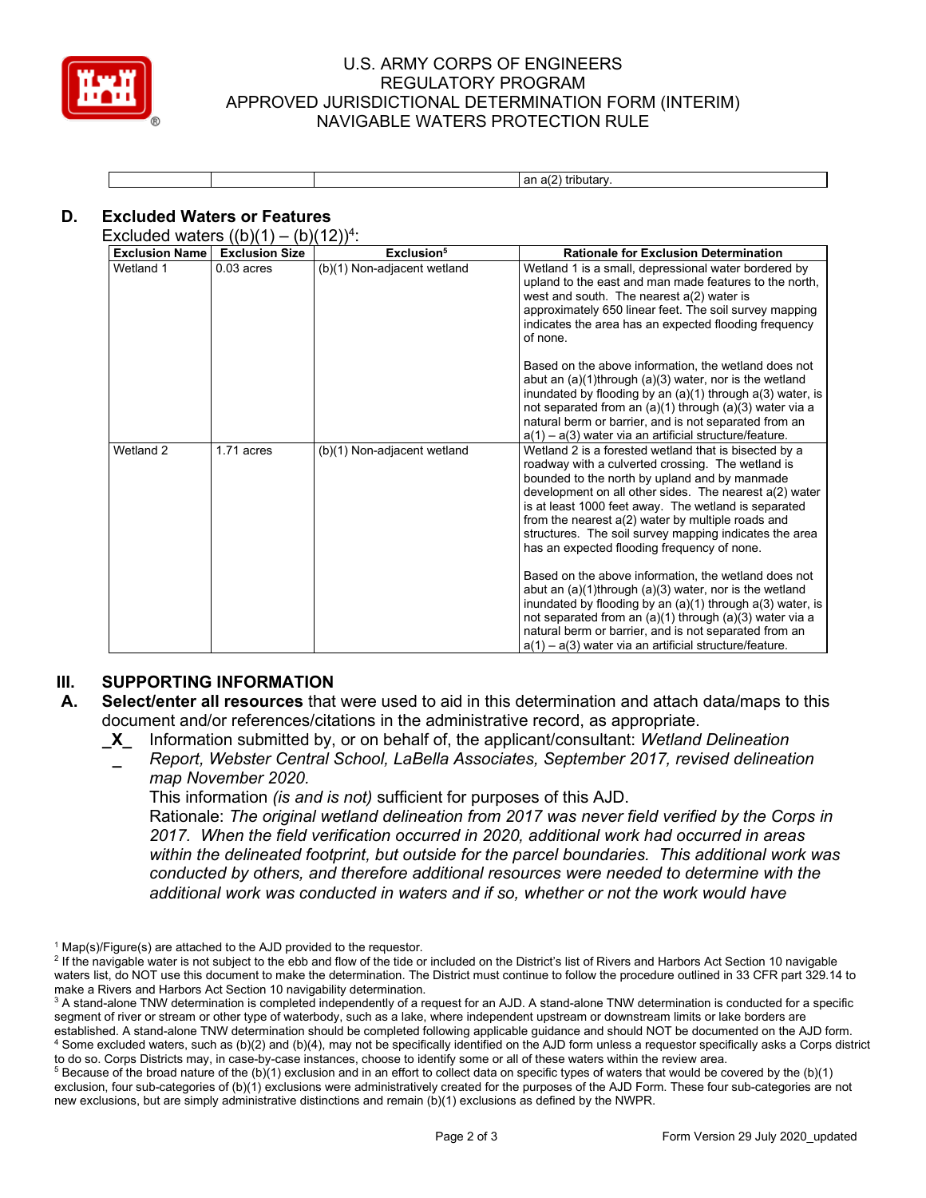| | | | an a(2) tributary. |
|---|---|---|---|

## D. Excluded Waters or Features

Excluded waters ((b)(1) – (b)(12))[4]:

| Exclusion Name | Exclusion Size | Exclusion[5] | Rationale for Exclusion Determination |
|---|---|---|---|
| Wetland 1 | 0.03 acres | (b)(1) Non-adjacent wetland | Wetland 1 is a small, depressional water bordered by upland to the east and man made features to the north, west and south. The nearest a(2) water is approximately 650 linear feet. The soil survey mapping indicates the area has an expected flooding frequency of none.<br><br>Based on the above information, the wetland does not abut an (a)(1)through (a)(3) water, nor is the wetland inundated by flooding by an (a)(1) through a(3) water, is not separated from an (a)(1) through (a)(3) water via a natural berm or barrier, and is not separated from an a(1) – a(3) water via an artificial structure/feature. |
| Wetland 2 | 1.71 acres | (b)(1) Non-adjacent wetland | Wetland 2 is a forested wetland that is bisected by a roadway with a culverted crossing. The wetland is bounded to the north by upland and by manmade development on all other sides. The nearest a(2) water is at least 1000 feet away. The wetland is separated from the nearest a(2) water by multiple roads and structures. The soil survey mapping indicates the area has an expected flooding frequency of none.<br><br>Based on the above information, the wetland does not abut an (a)(1)through (a)(3) water, nor is the wetland inundated by flooding by an (a)(1) through a(3) water, is not separated from an (a)(1) through (a)(3) water via a natural berm or barrier, and is not separated from an a(1) – a(3) water via an artificial structure/feature. |

# III. SUPPORTING INFORMATION

**A. Select/enter all resources** that were used to aid in this determination and attach data/maps to this document and/or references/citations in the administrative record, as appropriate.

_X_ Information submitted by, or on behalf of, the applicant/consultant: *Wetland Delineation Report, Webster Central School, LaBella Associates, September 2017, revised delineation map November 2020.*

This information *(is and is not)* sufficient for purposes of this AJD.

Rationale: *The original wetland delineation from 2017 was never field verified by the Corps in 2017. When the field verification occurred in 2020, additional work had occurred in areas within the delineated footprint, but outside for the parcel boundaries. This additional work was conducted by others, and therefore additional resources were needed to determine with the additional work was conducted in waters and if so, whether or not the work would have*

[1] Map(s)/Figure(s) are attached to the AJD provided to the requestor.

[2] If the navigable water is not subject to the ebb and flow of the tide or included on the District's list of Rivers and Harbors Act Section 10 navigable waters list, do NOT use this document to make the determination. The District must continue to follow the procedure outlined in 33 CFR part 329.14 to make a Rivers and Harbors Act Section 10 navigability determination.

[3] A stand-alone TNW determination is completed independently of a request for an AJD. A stand-alone TNW determination is conducted for a specific segment of river or stream or other type of waterbody, such as a lake, where independent upstream or downstream limits or lake borders are established. A stand-alone TNW determination should be completed following applicable guidance and should NOT be documented on the AJD form.

[4] Some excluded waters, such as (b)(2) and (b)(4), may not be specifically identified on the AJD form unless a requestor specifically asks a Corps district to do so. Corps Districts may, in case-by-case instances, choose to identify some or all of these waters within the review area.

[5] Because of the broad nature of the (b)(1) exclusion and in an effort to collect data on specific types of waters that would be covered by the (b)(1) exclusion, four sub-categories of (b)(1) exclusions were administratively created for the purposes of the AJD Form. These four sub-categories are not new exclusions, but are simply administrative distinctions and remain (b)(1) exclusions as defined by the NWPR.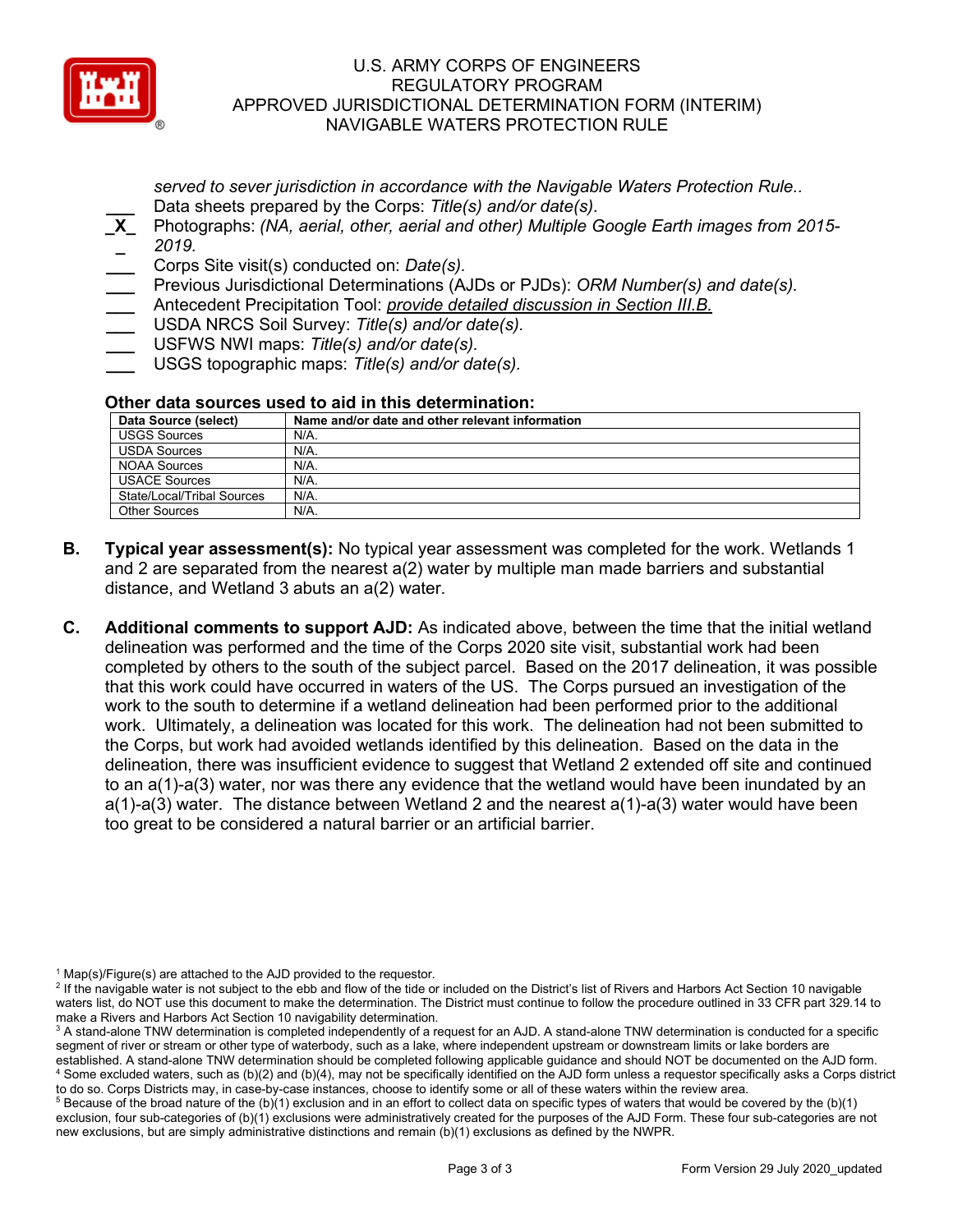served to sever jurisdiction in accordance with the Navigable Waters Protection Rule..

___ Data sheets prepared by the Corps: *Title(s) and/or date(s).*
_X_ Photographs: *(NA, aerial, other, aerial and other) Multiple Google Earth images from 2015-2019.*
___ Corps Site visit(s) conducted on: *Date(s).*
___ Previous Jurisdictional Determinations (AJDs or PJDs): *ORM Number(s) and date(s).*
___ Antecedent Precipitation Tool: *provide detailed discussion in Section III.B.*
___ USDA NRCS Soil Survey: *Title(s) and/or date(s).*
___ USFWS NWI maps: *Title(s) and/or date(s).*
___ USGS topographic maps: *Title(s) and/or date(s).*

**Other data sources used to aid in this determination:**

| Data Source (select) | Name and/or date and other relevant information |
|---|---|
| USGS Sources | N/A. |
| USDA Sources | N/A. |
| NOAA Sources | N/A. |
| USACE Sources | N/A. |
| State/Local/Tribal Sources | N/A. |
| Other Sources | N/A. |

**B. Typical year assessment(s):** No typical year assessment was completed for the work. Wetlands 1 and 2 are separated from the nearest a(2) water by multiple man made barriers and substantial distance, and Wetland 3 abuts an a(2) water.

**C. Additional comments to support AJD:** As indicated above, between the time that the initial wetland delineation was performed and the time of the Corps 2020 site visit, substantial work had been completed by others to the south of the subject parcel. Based on the 2017 delineation, it was possible that this work could have occurred in waters of the US. The Corps pursued an investigation of the work to the south to determine if a wetland delineation had been performed prior to the additional work. Ultimately, a delineation was located for this work. The delineation had not been submitted to the Corps, but work had avoided wetlands identified by this delineation. Based on the data in the delineation, there was insufficient evidence to suggest that Wetland 2 extended off site and continued to an a(1)-a(3) water, nor was there any evidence that the wetland would have been inundated by an a(1)-a(3) water. The distance between Wetland 2 and the nearest a(1)-a(3) water would have been too great to be considered a natural barrier or an artificial barrier.

[1] Map(s)/Figure(s) are attached to the AJD provided to the requestor.
[2] If the navigable water is not subject to the ebb and flow of the tide or included on the District's list of Rivers and Harbors Act Section 10 navigable waters list, do NOT use this document to make the determination. The District must continue to follow the procedure outlined in 33 CFR part 329.14 to make a Rivers and Harbors Act Section 10 navigability determination.
[3] A stand-alone TNW determination is completed independently of a request for an AJD. A stand-alone TNW determination is conducted for a specific segment of river or stream or other type of waterbody, such as a lake, where independent upstream or downstream limits or lake borders are established. A stand-alone TNW determination should be completed following applicable guidance and should NOT be documented on the AJD form.
[4] Some excluded waters, such as (b)(2) and (b)(4), may not be specifically identified on the AJD form unless a requestor specifically asks a Corps district to do so. Corps Districts may, in case-by-case instances, choose to identify some or all of these waters within the review area.
[5] Because of the broad nature of the (b)(1) exclusion and in an effort to collect data on specific types of waters that would be covered by the (b)(1) exclusion, four sub-categories of (b)(1) exclusions were administratively created for the purposes of the AJD Form. These four sub-categories are not new exclusions, but are simply administrative distinctions and remain (b)(1) exclusions as defined by the NWPR.